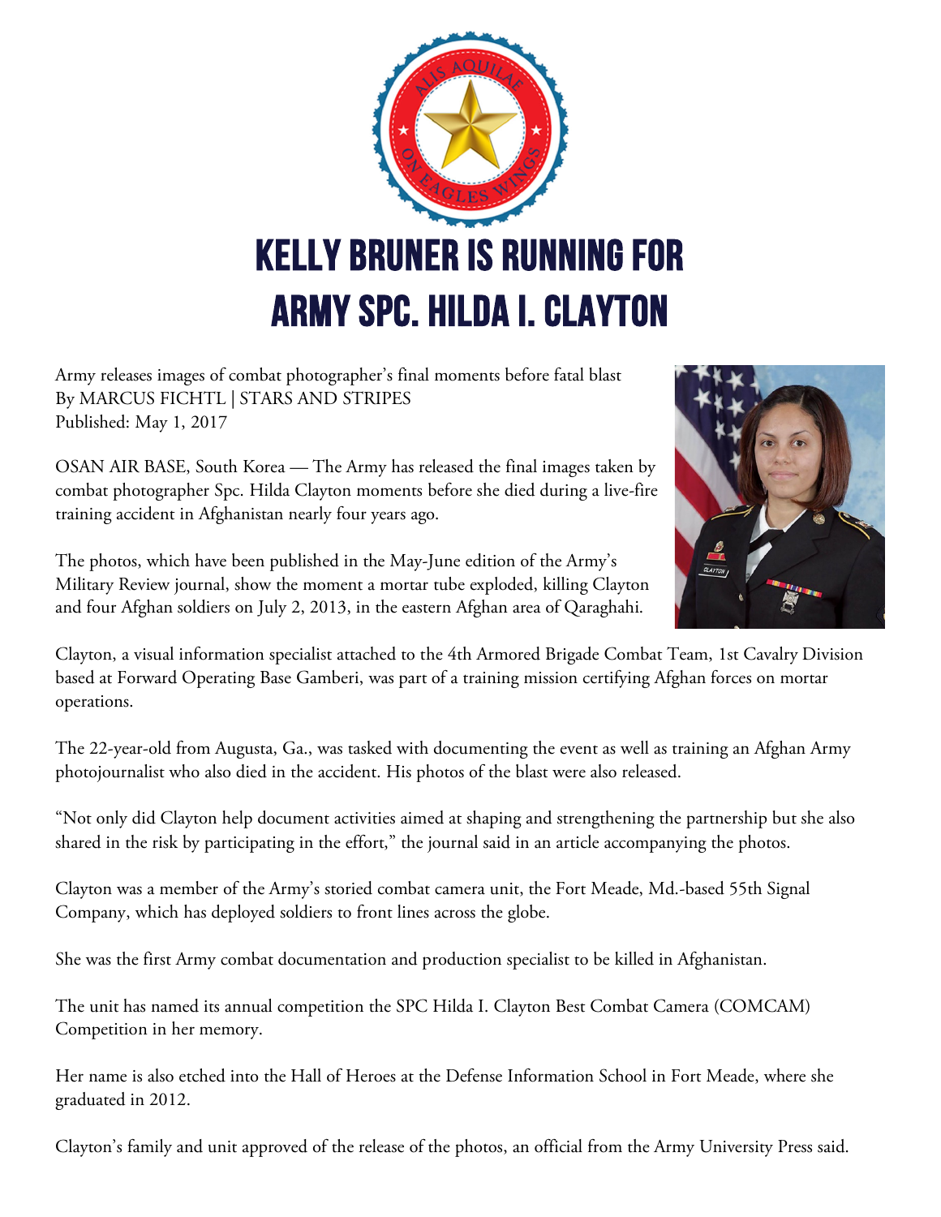# KELLY BRUNER IS RUNNING FOR ARMY SPC. HILDA I. CLAYTON

Army releases images of combat photographer's final moments before fatal blast
By MARCUS FICHTL | STARS AND STRIPES
Published: May 1, 2017

OSAN AIR BASE, South Korea — The Army has released the final images taken by combat photographer Spc. Hilda Clayton moments before she died during a live-fire training accident in Afghanistan nearly four years ago.

The photos, which have been published in the May-June edition of the Army's Military Review journal, show the moment a mortar tube exploded, killing Clayton and four Afghan soldiers on July 2, 2013, in the eastern Afghan area of Qaraghahi.

Clayton, a visual information specialist attached to the 4th Armored Brigade Combat Team, 1st Cavalry Division based at Forward Operating Base Gamberi, was part of a training mission certifying Afghan forces on mortar operations.

The 22-year-old from Augusta, Ga., was tasked with documenting the event as well as training an Afghan Army photojournalist who also died in the accident. His photos of the blast were also released.

"Not only did Clayton help document activities aimed at shaping and strengthening the partnership but she also shared in the risk by participating in the effort," the journal said in an article accompanying the photos.

Clayton was a member of the Army's storied combat camera unit, the Fort Meade, Md.-based 55th Signal Company, which has deployed soldiers to front lines across the globe.

She was the first Army combat documentation and production specialist to be killed in Afghanistan.

The unit has named its annual competition the SPC Hilda I. Clayton Best Combat Camera (COMCAM) Competition in her memory.

Her name is also etched into the Hall of Heroes at the Defense Information School in Fort Meade, where she graduated in 2012.

Clayton's family and unit approved of the release of the photos, an official from the Army University Press said.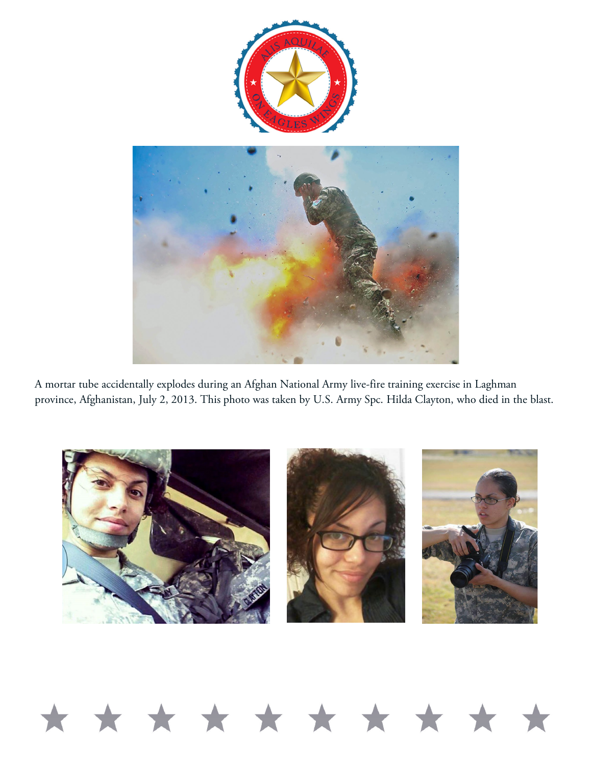A mortar tube accidentally explodes during an Afghan National Army live-fire training exercise in Laghman province, Afghanistan, July 2, 2013. This photo was taken by U.S. Army Spc. Hilda Clayton, who died in the blast.